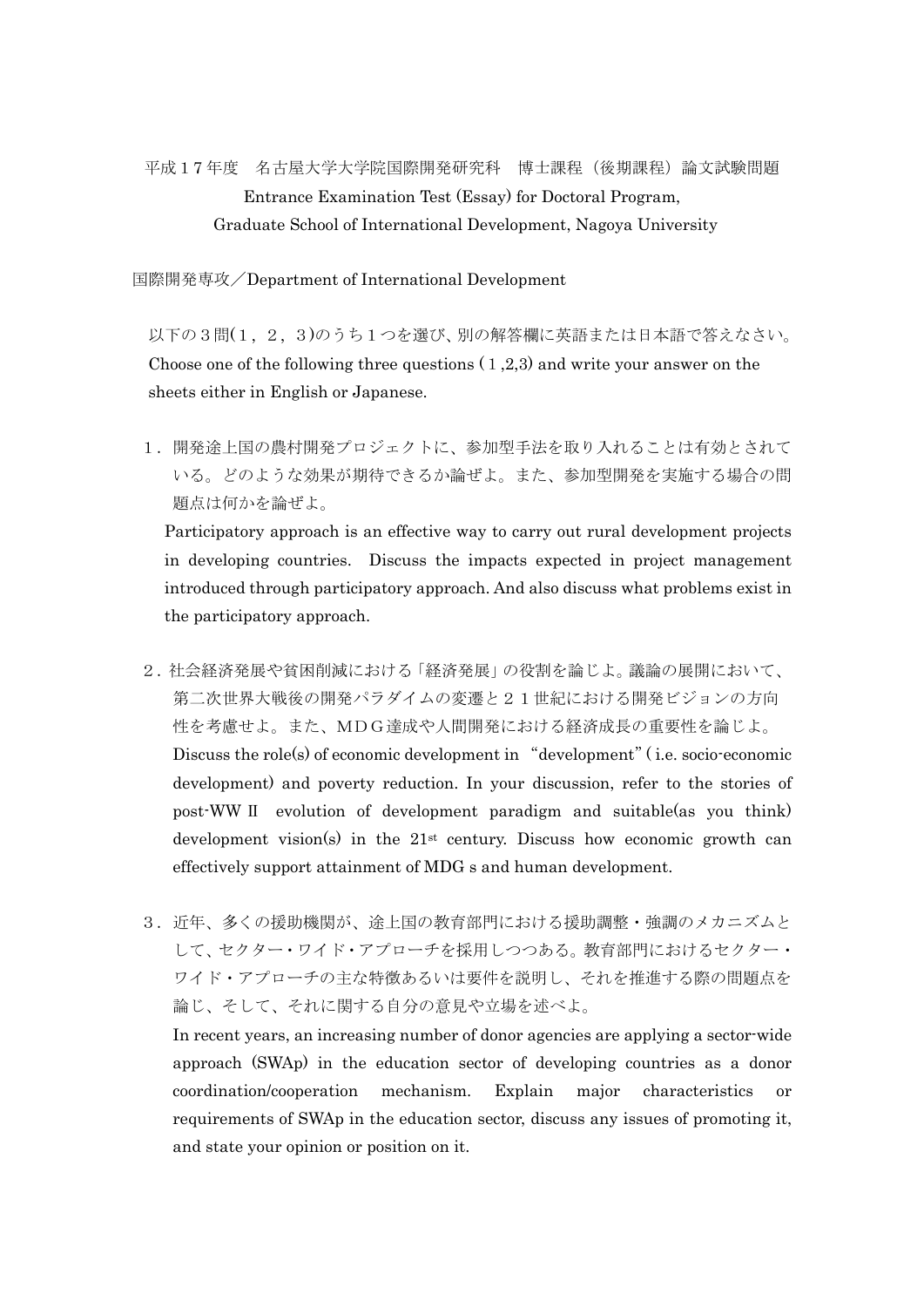平成１７年度　名古屋大学大学院国際開発研究科　博士課程（後期課程）論文試験問題
Entrance Examination Test (Essay) for Doctoral Program,
Graduate School of International Development, Nagoya University

国際開発専攻／Department of International Development

以下の３問(１，２，３)のうち１つを選び、別の解答欄に英語または日本語で答えなさい。
Choose one of the following three questions (１,2,3) and write your answer on the sheets either in English or Japanese.

１．開発途上国の農村開発プロジェクトに、参加型手法を取り入れることは有効とされている。どのような効果が期待できるか論ぜよ。また、参加型開発を実施する場合の問題点は何かを論ぜよ。
Participatory approach is an effective way to carry out rural development projects in developing countries. Discuss the impacts expected in project management introduced through participatory approach. And also discuss what problems exist in the participatory approach.

２．社会経済発展や貧困削減における「経済発展」の役割を論じよ。議論の展開において、第二次世界大戦後の開発パラダイムの変遷と２１世紀における開発ビジョンの方向性を考慮せよ。また、ＭＤＧ達成や人間開発における経済成長の重要性を論じよ。
Discuss the role(s) of economic development in "development" ( i.e. socio-economic development) and poverty reduction. In your discussion, refer to the stories of post-WW II evolution of development paradigm and suitable(as you think) development vision(s) in the 21st century. Discuss how economic growth can effectively support attainment of MDG s and human development.

３．近年、多くの援助機関が、途上国の教育部門における援助調整・強調のメカニズムとして、セクター・ワイド・アプローチを採用しつつある。教育部門におけるセクター・ワイド・アプローチの主な特徴あるいは要件を説明し、それを推進する際の問題点を論じ、そして、それに関する自分の意見や立場を述べよ。
In recent years, an increasing number of donor agencies are applying a sector-wide approach (SWAp) in the education sector of developing countries as a donor coordination/cooperation mechanism. Explain major characteristics or requirements of SWAp in the education sector, discuss any issues of promoting it, and state your opinion or position on it.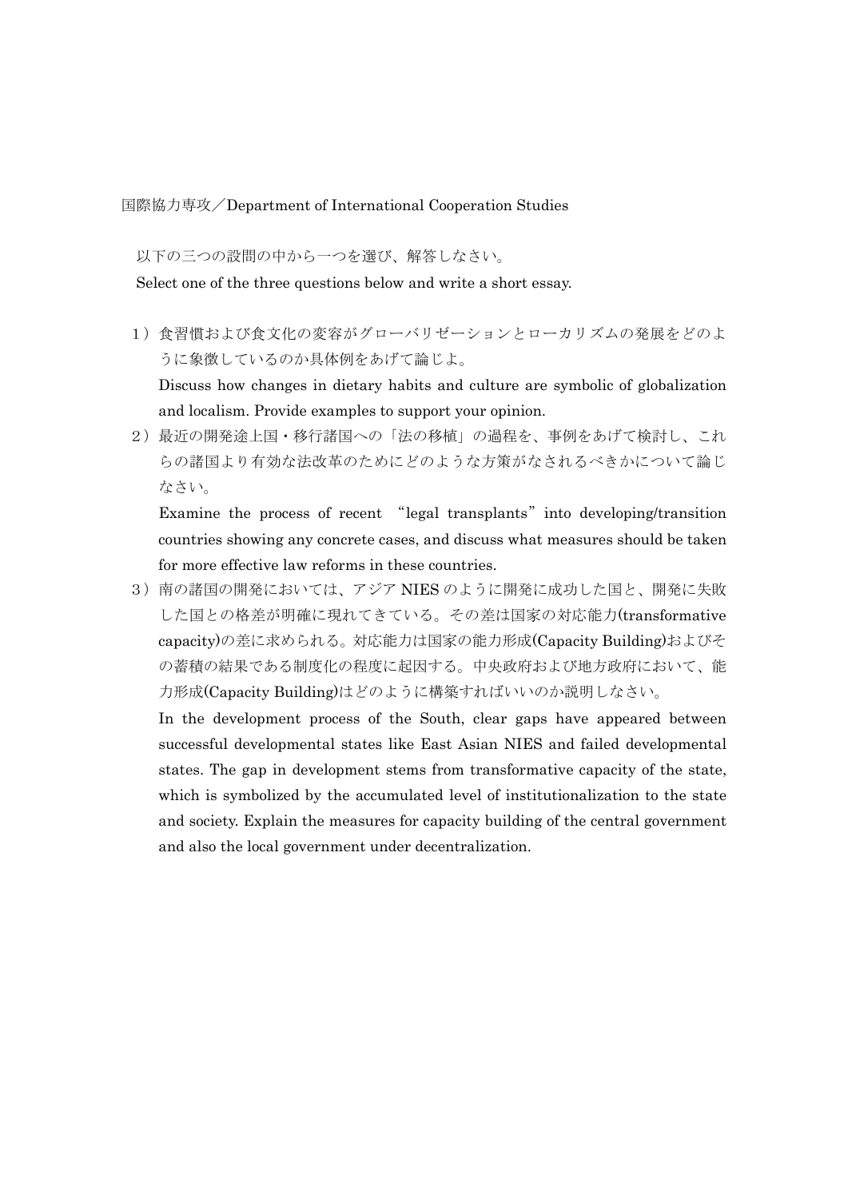国際協力専攻／Department of International Cooperation Studies

以下の三つの設問の中から一つを選び、解答しなさい。

Select one of the three questions below and write a short essay.

1）食習慣および食文化の変容がグローバリゼーションとローカリズムの発展をどのように象徴しているのか具体例をあげて論じよ。

Discuss how changes in dietary habits and culture are symbolic of globalization and localism. Provide examples to support your opinion.

2）最近の開発途上国・移行諸国への「法の移植」の過程を、事例をあげて検討し、これらの諸国より有効な法改革のためにどのような方策がなされるべきかについて論じなさい。

Examine the process of recent "legal transplants" into developing/transition countries showing any concrete cases, and discuss what measures should be taken for more effective law reforms in these countries.

3）南の諸国の開発においては、アジア NIES のように開発に成功した国と、開発に失敗した国との格差が明確に現れてきている。その差は国家の対応能力(transformative capacity)の差に求められる。対応能力は国家の能力形成(Capacity Building)およびその蓄積の結果である制度化の程度に起因する。中央政府および地方政府において、能力形成(Capacity Building)はどのように構築すればいいのか説明しなさい。

In the development process of the South, clear gaps have appeared between successful developmental states like East Asian NIES and failed developmental states. The gap in development stems from transformative capacity of the state, which is symbolized by the accumulated level of institutionalization to the state and society. Explain the measures for capacity building of the central government and also the local government under decentralization.